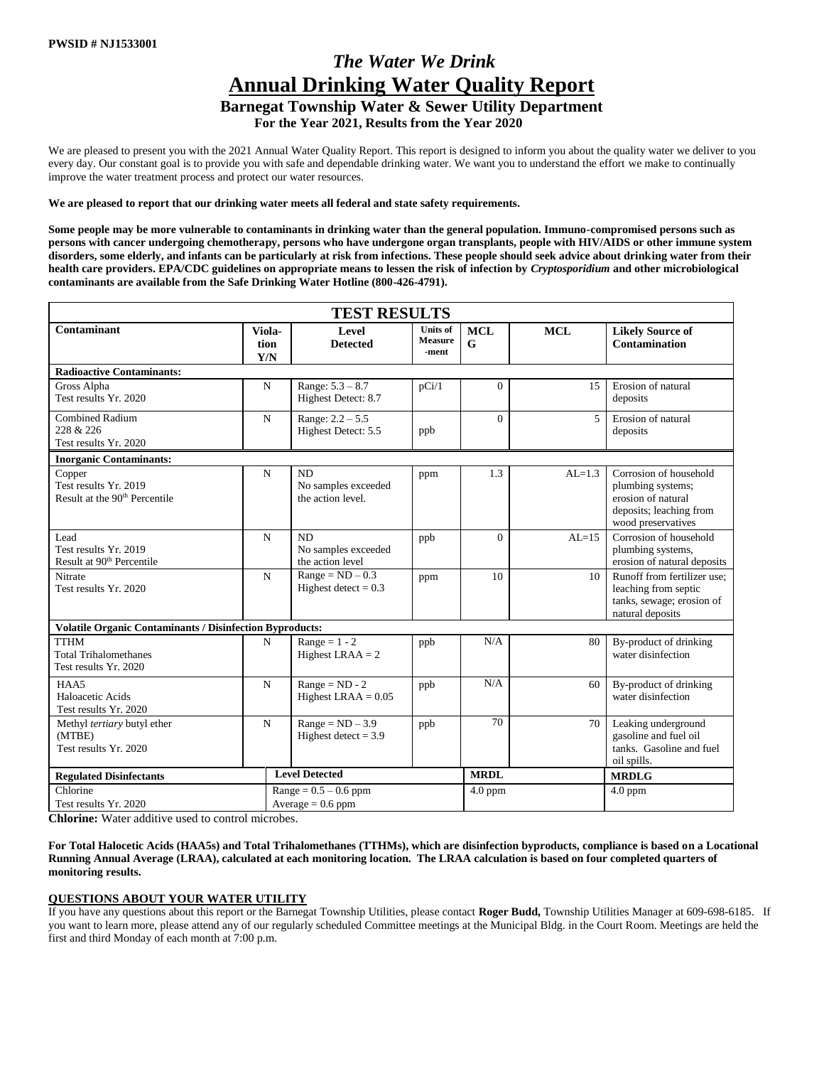**PWSID # NJ1533001**

# *The Water We Drink*

# Annual Drinking Water Quality Report

## Barnegat Township Water & Sewer Utility Department

### For the Year 2021, Results from the Year 2020

We are pleased to present you with the 2021 Annual Water Quality Report. This report is designed to inform you about the quality water we deliver to you every day. Our constant goal is to provide you with safe and dependable drinking water. We want you to understand the effort we make to continually improve the water treatment process and protect our water resources.

**We are pleased to report that our drinking water meets all federal and state safety requirements.**

**Some people may be more vulnerable to contaminants in drinking water than the general population. Immuno-compromised persons such as persons with cancer undergoing chemotherapy, persons who have undergone organ transplants, people with HIV/AIDS or other immune system disorders, some elderly, and infants can be particularly at risk from infections. These people should seek advice about drinking water from their health care providers. EPA/CDC guidelines on appropriate means to lessen the risk of infection by *Cryptosporidium* and other microbiological contaminants are available from the Safe Drinking Water Hotline (800-426-4791).**

| TEST RESULTS | | | | | | |
|---|---|---|---|---|---|---|
| **Contaminant** | **Violation Y/N** | **Level Detected** | **Units of Measurement** | **MCLG** | **MCL** | **Likely Source of Contamination** |
| **Radioactive Contaminants:** | | | | | | |
| Gross Alpha<br>Test results Yr. 2020 | N | Range: 5.3 – 8.7<br>Highest Detect: 8.7 | pCi/1 | 0 | 15 | Erosion of natural deposits |
| Combined Radium 228 & 226<br>Test results Yr. 2020 | N | Range: 2.2 – 5.5<br>Highest Detect: 5.5 | ppb | 0 | 5 | Erosion of natural deposits |
| **Inorganic Contaminants:** | | | | | | |
| Copper<br>Test results Yr. 2019<br>Result at the 90th Percentile | N | ND<br>No samples exceeded the action level. | ppm | 1.3 | AL=1.3 | Corrosion of household plumbing systems; erosion of natural deposits; leaching from wood preservatives |
| Lead<br>Test results Yr. 2019<br>Result at 90th Percentile | N | ND<br>No samples exceeded the action level | ppb | 0 | AL=15 | Corrosion of household plumbing systems, erosion of natural deposits |
| Nitrate<br>Test results Yr. 2020 | N | Range = ND – 0.3<br>Highest detect = 0.3 | ppm | 10 | 10 | Runoff from fertilizer use; leaching from septic tanks, sewage; erosion of natural deposits |
| **Volatile Organic Contaminants / Disinfection Byproducts:** | | | | | | |
| TTHM<br>Total Trihalomethanes<br>Test results Yr. 2020 | N | Range = 1 - 2<br>Highest LRAA = 2 | ppb | N/A | 80 | By-product of drinking water disinfection |
| HAA5<br>Haloacetic Acids<br>Test results Yr. 2020 | N | Range = ND - 2<br>Highest LRAA = 0.05 | ppb | N/A | 60 | By-product of drinking water disinfection |
| Methyl *tertiary* butyl ether (MTBE)<br>Test results Yr. 2020 | N | Range = ND – 3.9<br>Highest detect = 3.9 | ppb | 70 | 70 | Leaking underground gasoline and fuel oil tanks. Gasoline and fuel oil spills. |
| **Regulated Disinfectants** | | **Level Detected** | | **MRDL** | | **MRDLG** |
| Chlorine<br>Test results Yr. 2020 | | Range = 0.5 – 0.6 ppm<br>Average = 0.6 ppm | | 4.0 ppm | | 4.0 ppm |

**Chlorine:** Water additive used to control microbes.

**For Total Halocetic Acids (HAA5s) and Total Trihalomethanes (TTHMs), which are disinfection byproducts, compliance is based on a Locational Running Annual Average (LRAA), calculated at each monitoring location. The LRAA calculation is based on four completed quarters of monitoring results.**

## QUESTIONS ABOUT YOUR WATER UTILITY

If you have any questions about this report or the Barnegat Township Utilities, please contact **Roger Budd,** Township Utilities Manager at 609-698-6185. If you want to learn more, please attend any of our regularly scheduled Committee meetings at the Municipal Bldg. in the Court Room. Meetings are held the first and third Monday of each month at 7:00 p.m.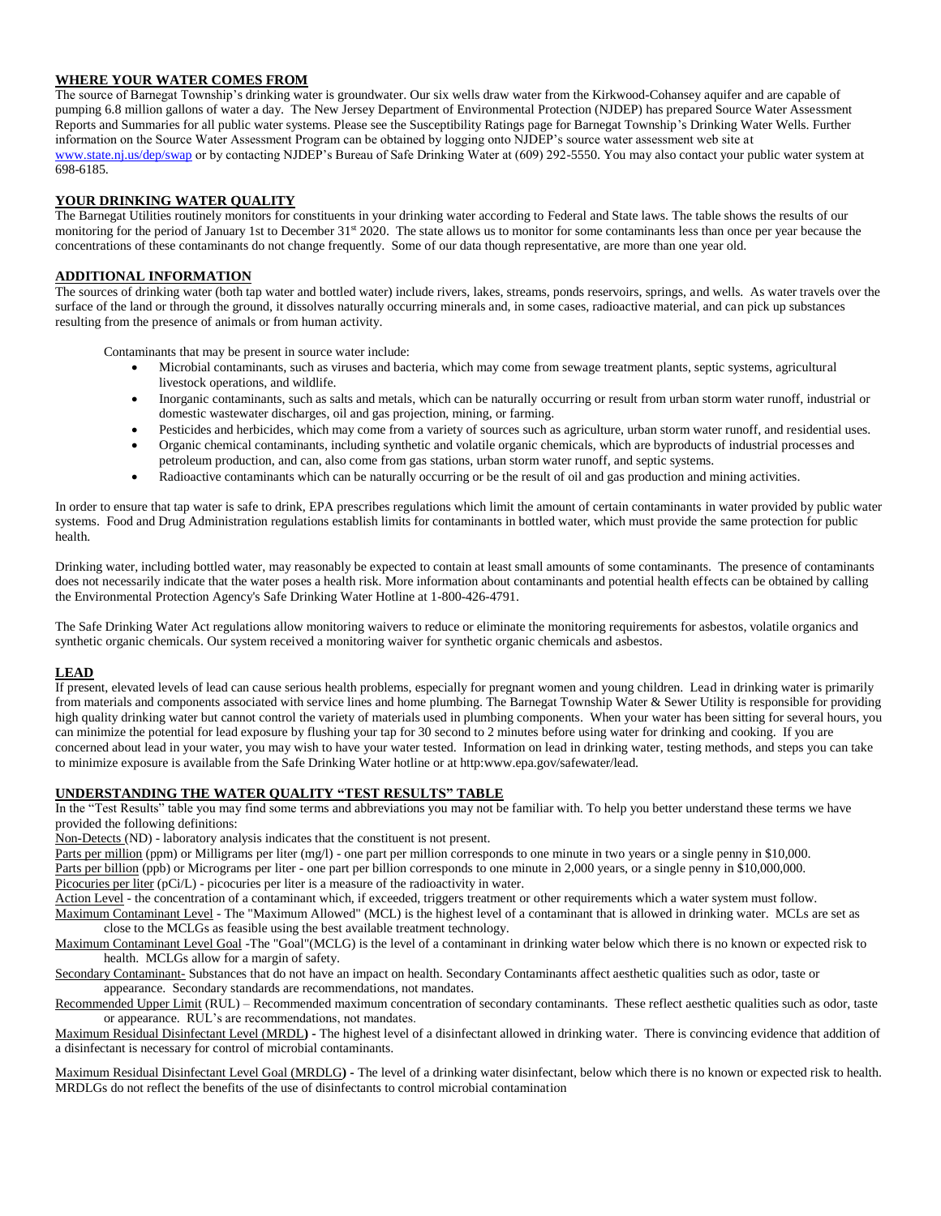## WHERE YOUR WATER COMES FROM

The source of Barnegat Township's drinking water is groundwater. Our six wells draw water from the Kirkwood-Cohansey aquifer and are capable of pumping 6.8 million gallons of water a day. The New Jersey Department of Environmental Protection (NJDEP) has prepared Source Water Assessment Reports and Summaries for all public water systems. Please see the Susceptibility Ratings page for Barnegat Township's Drinking Water Wells. Further information on the Source Water Assessment Program can be obtained by logging onto NJDEP's source water assessment web site at www.state.nj.us/dep/swap or by contacting NJDEP's Bureau of Safe Drinking Water at (609) 292-5550. You may also contact your public water system at 698-6185.

## YOUR DRINKING WATER QUALITY

The Barnegat Utilities routinely monitors for constituents in your drinking water according to Federal and State laws. The table shows the results of our monitoring for the period of January 1st to December 31st 2020. The state allows us to monitor for some contaminants less than once per year because the concentrations of these contaminants do not change frequently. Some of our data though representative, are more than one year old.

## ADDITIONAL INFORMATION

The sources of drinking water (both tap water and bottled water) include rivers, lakes, streams, ponds reservoirs, springs, and wells. As water travels over the surface of the land or through the ground, it dissolves naturally occurring minerals and, in some cases, radioactive material, and can pick up substances resulting from the presence of animals or from human activity.

Contaminants that may be present in source water include:

- Microbial contaminants, such as viruses and bacteria, which may come from sewage treatment plants, septic systems, agricultural livestock operations, and wildlife.
- Inorganic contaminants, such as salts and metals, which can be naturally occurring or result from urban storm water runoff, industrial or domestic wastewater discharges, oil and gas projection, mining, or farming.
- Pesticides and herbicides, which may come from a variety of sources such as agriculture, urban storm water runoff, and residential uses.
- Organic chemical contaminants, including synthetic and volatile organic chemicals, which are byproducts of industrial processes and petroleum production, and can, also come from gas stations, urban storm water runoff, and septic systems.
- Radioactive contaminants which can be naturally occurring or be the result of oil and gas production and mining activities.

In order to ensure that tap water is safe to drink, EPA prescribes regulations which limit the amount of certain contaminants in water provided by public water systems. Food and Drug Administration regulations establish limits for contaminants in bottled water, which must provide the same protection for public health.

Drinking water, including bottled water, may reasonably be expected to contain at least small amounts of some contaminants. The presence of contaminants does not necessarily indicate that the water poses a health risk. More information about contaminants and potential health effects can be obtained by calling the Environmental Protection Agency's Safe Drinking Water Hotline at 1-800-426-4791.

The Safe Drinking Water Act regulations allow monitoring waivers to reduce or eliminate the monitoring requirements for asbestos, volatile organics and synthetic organic chemicals. Our system received a monitoring waiver for synthetic organic chemicals and asbestos.

## LEAD

If present, elevated levels of lead can cause serious health problems, especially for pregnant women and young children. Lead in drinking water is primarily from materials and components associated with service lines and home plumbing. The Barnegat Township Water & Sewer Utility is responsible for providing high quality drinking water but cannot control the variety of materials used in plumbing components. When your water has been sitting for several hours, you can minimize the potential for lead exposure by flushing your tap for 30 second to 2 minutes before using water for drinking and cooking. If you are concerned about lead in your water, you may wish to have your water tested. Information on lead in drinking water, testing methods, and steps you can take to minimize exposure is available from the Safe Drinking Water hotline or at http:www.epa.gov/safewater/lead.

## UNDERSTANDING THE WATER QUALITY "TEST RESULTS" TABLE

In the "Test Results" table you may find some terms and abbreviations you may not be familiar with. To help you better understand these terms we have provided the following definitions:

Non-Detects (ND) - laboratory analysis indicates that the constituent is not present.

Parts per million (ppm) or Milligrams per liter (mg/l) - one part per million corresponds to one minute in two years or a single penny in $10,000.

Parts per billion (ppb) or Micrograms per liter - one part per billion corresponds to one minute in 2,000 years, or a single penny in $10,000,000.

Picocuries per liter (pCi/L) - picocuries per liter is a measure of the radioactivity in water.

Action Level - the concentration of a contaminant which, if exceeded, triggers treatment or other requirements which a water system must follow.

Maximum Contaminant Level - The "Maximum Allowed" (MCL) is the highest level of a contaminant that is allowed in drinking water. MCLs are set as close to the MCLGs as feasible using the best available treatment technology.

Maximum Contaminant Level Goal -The "Goal"(MCLG) is the level of a contaminant in drinking water below which there is no known or expected risk to health. MCLGs allow for a margin of safety.

Secondary Contaminant- Substances that do not have an impact on health. Secondary Contaminants affect aesthetic qualities such as odor, taste or appearance. Secondary standards are recommendations, not mandates.

Recommended Upper Limit (RUL) – Recommended maximum concentration of secondary contaminants. These reflect aesthetic qualities such as odor, taste or appearance. RUL's are recommendations, not mandates.

Maximum Residual Disinfectant Level (MRDL) - The highest level of a disinfectant allowed in drinking water. There is convincing evidence that addition of a disinfectant is necessary for control of microbial contaminants.

Maximum Residual Disinfectant Level Goal (MRDLG) - The level of a drinking water disinfectant, below which there is no known or expected risk to health. MRDLGs do not reflect the benefits of the use of disinfectants to control microbial contamination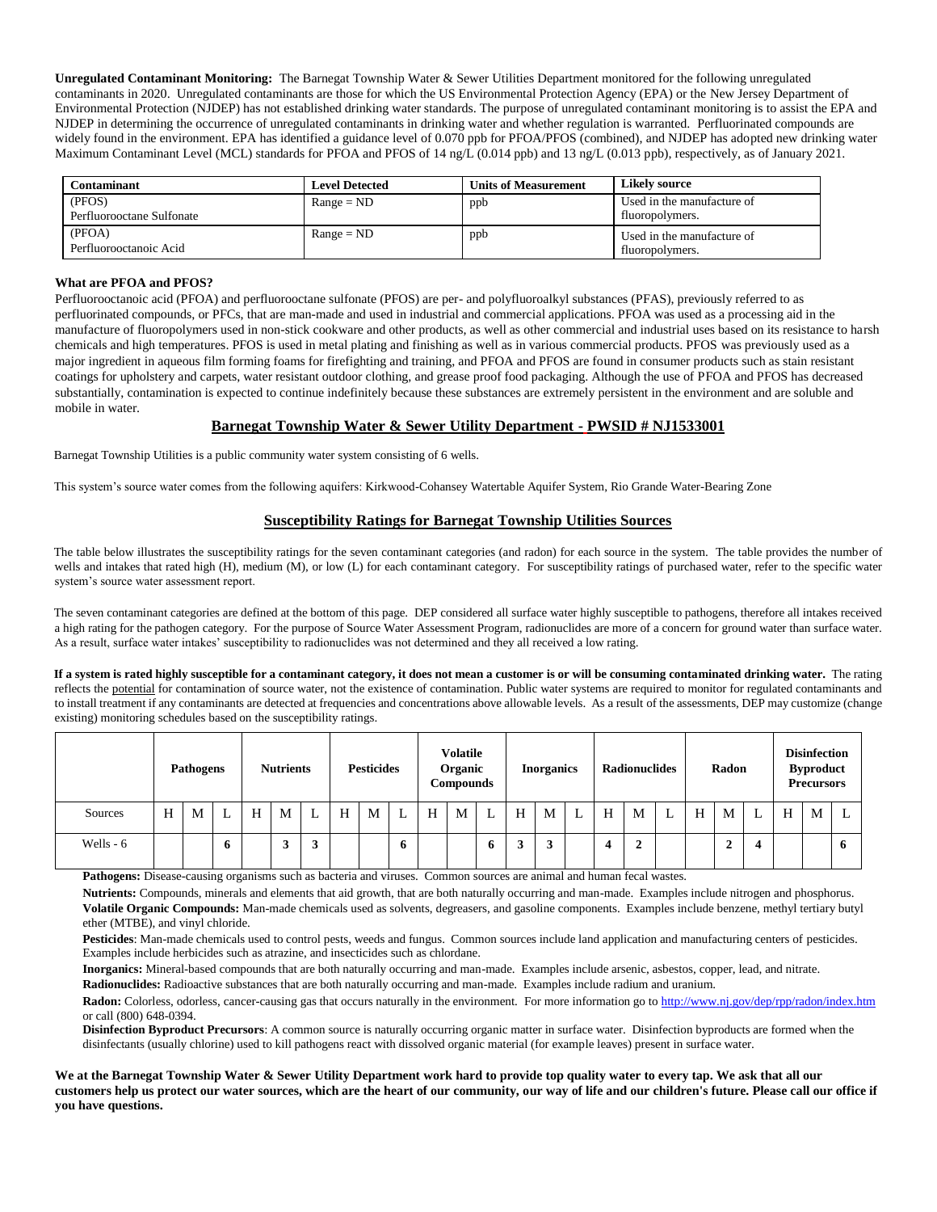**Unregulated Contaminant Monitoring:** The Barnegat Township Water & Sewer Utilities Department monitored for the following unregulated contaminants in 2020. Unregulated contaminants are those for which the US Environmental Protection Agency (EPA) or the New Jersey Department of Environmental Protection (NJDEP) has not established drinking water standards. The purpose of unregulated contaminant monitoring is to assist the EPA and NJDEP in determining the occurrence of unregulated contaminants in drinking water and whether regulation is warranted. Perfluorinated compounds are widely found in the environment. EPA has identified a guidance level of 0.070 ppb for PFOA/PFOS (combined), and NJDEP has adopted new drinking water Maximum Contaminant Level (MCL) standards for PFOA and PFOS of 14 ng/L (0.014 ppb) and 13 ng/L (0.013 ppb), respectively, as of January 2021.

| Contaminant | Level Detected | Units of Measurement | Likely source |
|---|---|---|---|
| (PFOS) Perfluorooctane Sulfonate | Range = ND | ppb | Used in the manufacture of fluoropolymers. |
| (PFOA) Perfluorooctanoic Acid | Range = ND | ppb | Used in the manufacture of fluoropolymers. |

**What are PFOA and PFOS?**

Perfluorooctanoic acid (PFOA) and perfluorooctane sulfonate (PFOS) are per- and polyfluoroalkyl substances (PFAS), previously referred to as perfluorinated compounds, or PFCs, that are man-made and used in industrial and commercial applications. PFOA was used as a processing aid in the manufacture of fluoropolymers used in non-stick cookware and other products, as well as other commercial and industrial uses based on its resistance to harsh chemicals and high temperatures. PFOS is used in metal plating and finishing as well as in various commercial products. PFOS was previously used as a major ingredient in aqueous film forming foams for firefighting and training, and PFOA and PFOS are found in consumer products such as stain resistant coatings for upholstery and carpets, water resistant outdoor clothing, and grease proof food packaging. Although the use of PFOA and PFOS has decreased substantially, contamination is expected to continue indefinitely because these substances are extremely persistent in the environment and are soluble and mobile in water.

## Barnegat Township Water & Sewer Utility Department - PWSID # NJ1533001

Barnegat Township Utilities is a public community water system consisting of 6 wells.

This system's source water comes from the following aquifers: Kirkwood-Cohansey Watertable Aquifer System, Rio Grande Water-Bearing Zone

## Susceptibility Ratings for Barnegat Township Utilities Sources

The table below illustrates the susceptibility ratings for the seven contaminant categories (and radon) for each source in the system. The table provides the number of wells and intakes that rated high (H), medium (M), or low (L) for each contaminant category. For susceptibility ratings of purchased water, refer to the specific water system's source water assessment report.

The seven contaminant categories are defined at the bottom of this page. DEP considered all surface water highly susceptible to pathogens, therefore all intakes received a high rating for the pathogen category. For the purpose of Source Water Assessment Program, radionuclides are more of a concern for ground water than surface water. As a result, surface water intakes' susceptibility to radionuclides was not determined and they all received a low rating.

**If a system is rated highly susceptible for a contaminant category, it does not mean a customer is or will be consuming contaminated drinking water.** The rating reflects the potential for contamination of source water, not the existence of contamination. Public water systems are required to monitor for regulated contaminants and to install treatment if any contaminants are detected at frequencies and concentrations above allowable levels. As a result of the assessments, DEP may customize (change existing) monitoring schedules based on the susceptibility ratings.

| | Pathogens | | | Nutrients | | | Pesticides | | | Volatile Organic Compounds | | | Inorganics | | | Radionuclides | | | Radon | | | Disinfection Byproduct Precursors | | |
|---|---|---|---|---|---|---|---|---|---|---|---|---|---|---|---|---|---|---|---|---|---|---|---|---|
| Sources | H | M | L | H | M | L | H | M | L | H | M | L | H | M | L | H | M | L | H | M | L | H | M | L |
| Wells - 6 | | | 6 | | 3 | 3 | | | 6 | | | 6 | 3 | 3 | | 4 | 2 | | | 2 | 4 | | | 6 |

**Pathogens:** Disease-causing organisms such as bacteria and viruses. Common sources are animal and human fecal wastes.

**Nutrients:** Compounds, minerals and elements that aid growth, that are both naturally occurring and man-made. Examples include nitrogen and phosphorus.

**Volatile Organic Compounds:** Man-made chemicals used as solvents, degreasers, and gasoline components. Examples include benzene, methyl tertiary butyl ether (MTBE), and vinyl chloride.

**Pesticides**: Man-made chemicals used to control pests, weeds and fungus. Common sources include land application and manufacturing centers of pesticides. Examples include herbicides such as atrazine, and insecticides such as chlordane.

**Inorganics:** Mineral-based compounds that are both naturally occurring and man-made. Examples include arsenic, asbestos, copper, lead, and nitrate.

**Radionuclides:** Radioactive substances that are both naturally occurring and man-made. Examples include radium and uranium.

**Radon:** Colorless, odorless, cancer-causing gas that occurs naturally in the environment. For more information go to http://www.nj.gov/dep/rpp/radon/index.htm or call (800) 648-0394.

**Disinfection Byproduct Precursors**: A common source is naturally occurring organic matter in surface water. Disinfection byproducts are formed when the disinfectants (usually chlorine) used to kill pathogens react with dissolved organic material (for example leaves) present in surface water.

**We at the Barnegat Township Water & Sewer Utility Department work hard to provide top quality water to every tap. We ask that all our customers help us protect our water sources, which are the heart of our community, our way of life and our children's future. Please call our office if you have questions.**